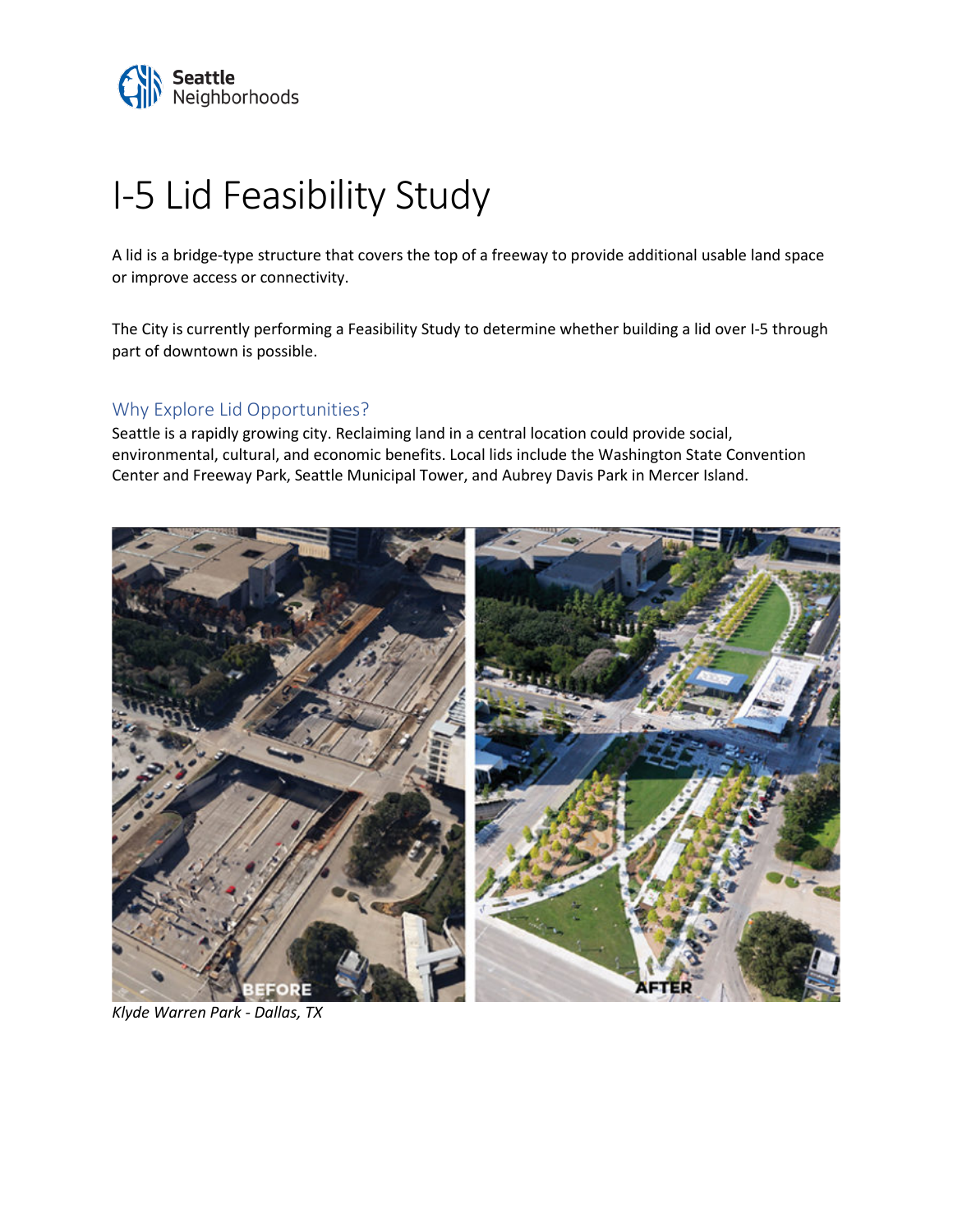Seattle Neighborhoods

# I-5 Lid Feasibility Study

A lid is a bridge-type structure that covers the top of a freeway to provide additional usable land space or improve access or connectivity.

The City is currently performing a Feasibility Study to determine whether building a lid over I-5 through part of downtown is possible.

## Why Explore Lid Opportunities?

Seattle is a rapidly growing city. Reclaiming land in a central location could provide social, environmental, cultural, and economic benefits. Local lids include the Washington State Convention Center and Freeway Park, Seattle Municipal Tower, and Aubrey Davis Park in Mercer Island.

*Klyde Warren Park - Dallas, TX*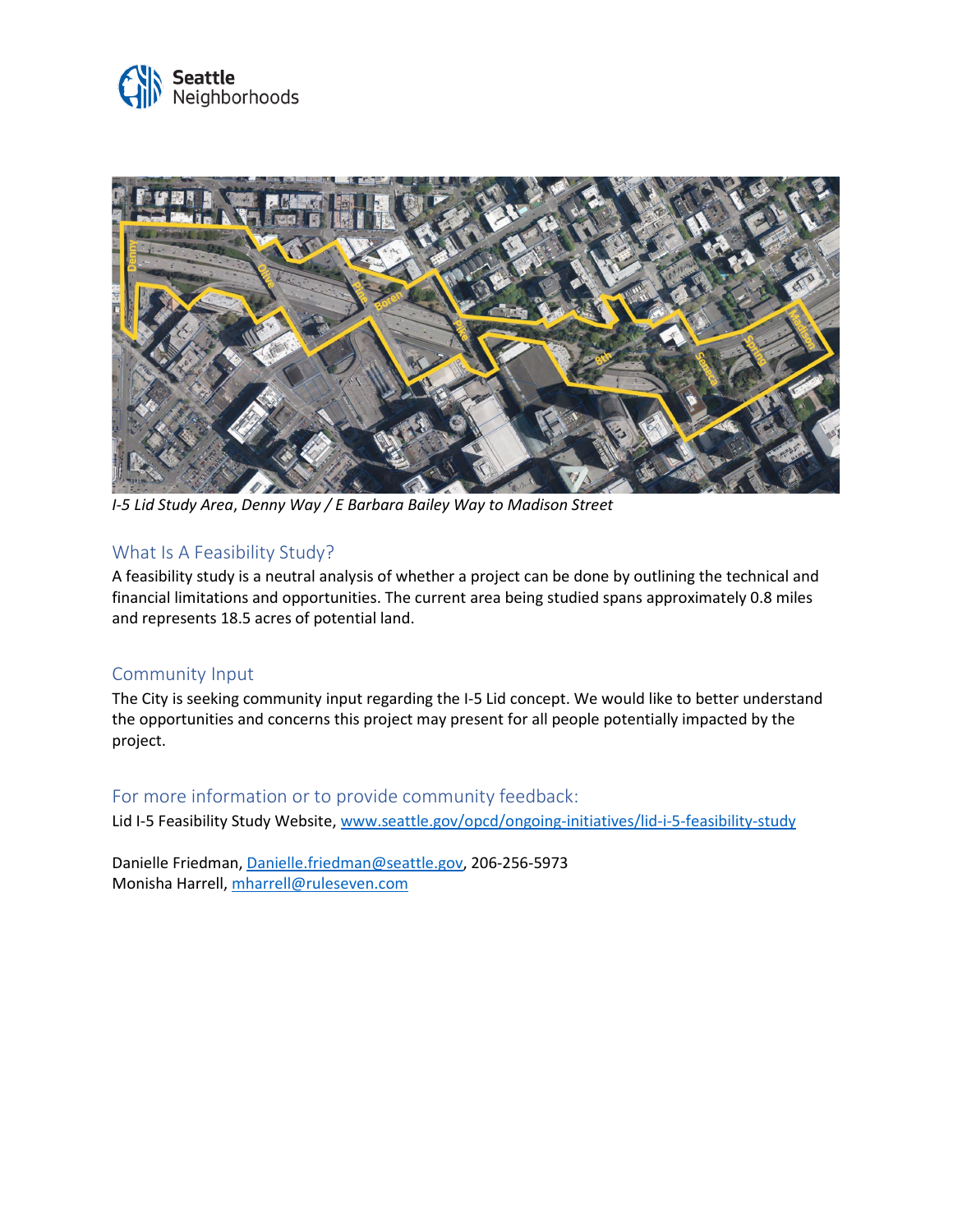*I-5 Lid Study Area*, *Denny Way / E Barbara Bailey Way to Madison Street*

## What Is A Feasibility Study?

A feasibility study is a neutral analysis of whether a project can be done by outlining the technical and financial limitations and opportunities. The current area being studied spans approximately 0.8 miles and represents 18.5 acres of potential land.

## Community Input

The City is seeking community input regarding the I-5 Lid concept. We would like to better understand the opportunities and concerns this project may present for all people potentially impacted by the project.

## For more information or to provide community feedback:

Lid I-5 Feasibility Study Website, [www.seattle.gov/opcd/ongoing-initiatives/lid-i-5-feasibility-study](http://www.seattle.gov/opcd/ongoing-initiatives/lid-i-5-feasibility-study)

Danielle Friedman, [Danielle.friedman@seattle.gov](mailto:Danielle.friedman@seattle.gov), 206-256-5973
Monisha Harrell, [mharrell@ruleseven.com](mailto:mharrell@ruleseven.com)